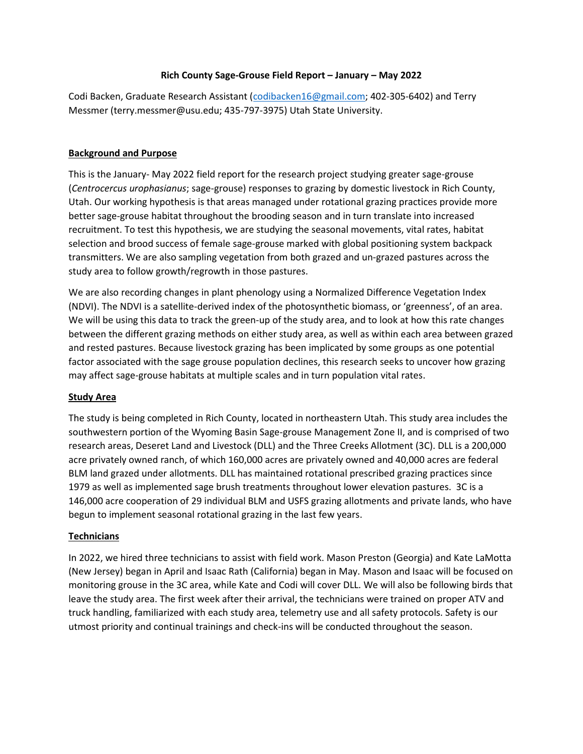**Rich County Sage-Grouse Field Report – January – May 2022**

Codi Backen, Graduate Research Assistant (codibacken16@gmail.com; 402-305-6402) and Terry Messmer (terry.messmer@usu.edu; 435-797-3975) Utah State University.

## Background and Purpose

This is the January- May 2022 field report for the research project studying greater sage-grouse (*Centrocercus urophasianus*; sage-grouse) responses to grazing by domestic livestock in Rich County, Utah. Our working hypothesis is that areas managed under rotational grazing practices provide more better sage-grouse habitat throughout the brooding season and in turn translate into increased recruitment. To test this hypothesis, we are studying the seasonal movements, vital rates, habitat selection and brood success of female sage-grouse marked with global positioning system backpack transmitters. We are also sampling vegetation from both grazed and un-grazed pastures across the study area to follow growth/regrowth in those pastures.

We are also recording changes in plant phenology using a Normalized Difference Vegetation Index (NDVI). The NDVI is a satellite-derived index of the photosynthetic biomass, or 'greenness', of an area. We will be using this data to track the green-up of the study area, and to look at how this rate changes between the different grazing methods on either study area, as well as within each area between grazed and rested pastures. Because livestock grazing has been implicated by some groups as one potential factor associated with the sage grouse population declines, this research seeks to uncover how grazing may affect sage-grouse habitats at multiple scales and in turn population vital rates.

## Study Area

The study is being completed in Rich County, located in northeastern Utah. This study area includes the southwestern portion of the Wyoming Basin Sage-grouse Management Zone II, and is comprised of two research areas, Deseret Land and Livestock (DLL) and the Three Creeks Allotment (3C). DLL is a 200,000 acre privately owned ranch, of which 160,000 acres are privately owned and 40,000 acres are federal BLM land grazed under allotments. DLL has maintained rotational prescribed grazing practices since 1979 as well as implemented sage brush treatments throughout lower elevation pastures. 3C is a 146,000 acre cooperation of 29 individual BLM and USFS grazing allotments and private lands, who have begun to implement seasonal rotational grazing in the last few years.

## Technicians

In 2022, we hired three technicians to assist with field work. Mason Preston (Georgia) and Kate LaMotta (New Jersey) began in April and Isaac Rath (California) began in May. Mason and Isaac will be focused on monitoring grouse in the 3C area, while Kate and Codi will cover DLL. We will also be following birds that leave the study area. The first week after their arrival, the technicians were trained on proper ATV and truck handling, familiarized with each study area, telemetry use and all safety protocols. Safety is our utmost priority and continual trainings and check-ins will be conducted throughout the season.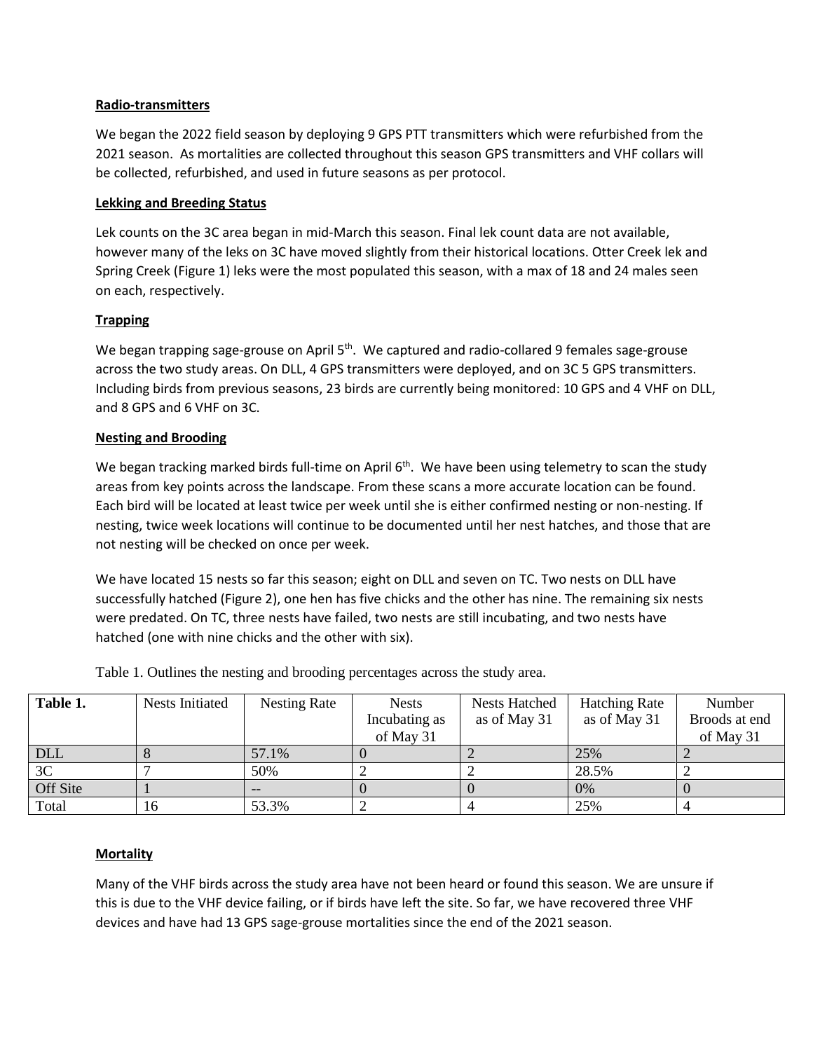**Radio-transmitters**

We began the 2022 field season by deploying 9 GPS PTT transmitters which were refurbished from the 2021 season. As mortalities are collected throughout this season GPS transmitters and VHF collars will be collected, refurbished, and used in future seasons as per protocol.

**Lekking and Breeding Status**

Lek counts on the 3C area began in mid-March this season. Final lek count data are not available, however many of the leks on 3C have moved slightly from their historical locations. Otter Creek lek and Spring Creek (Figure 1) leks were the most populated this season, with a max of 18 and 24 males seen on each, respectively.

**Trapping**

We began trapping sage-grouse on April 5th. We captured and radio-collared 9 females sage-grouse across the two study areas. On DLL, 4 GPS transmitters were deployed, and on 3C 5 GPS transmitters. Including birds from previous seasons, 23 birds are currently being monitored: 10 GPS and 4 VHF on DLL, and 8 GPS and 6 VHF on 3C.

**Nesting and Brooding**

We began tracking marked birds full-time on April 6th. We have been using telemetry to scan the study areas from key points across the landscape. From these scans a more accurate location can be found. Each bird will be located at least twice per week until she is either confirmed nesting or non-nesting. If nesting, twice week locations will continue to be documented until her nest hatches, and those that are not nesting will be checked on once per week.

We have located 15 nests so far this season; eight on DLL and seven on TC. Two nests on DLL have successfully hatched (Figure 2), one hen has five chicks and the other has nine. The remaining six nests were predated. On TC, three nests have failed, two nests are still incubating, and two nests have hatched (one with nine chicks and the other with six).

Table 1. Outlines the nesting and brooding percentages across the study area.

| Table 1. | Nests Initiated | Nesting Rate | Nests Incubating as of May 31 | Nests Hatched as of May 31 | Hatching Rate as of May 31 | Number Broods at end of May 31 |
|---|---|---|---|---|---|---|
| DLL | 8 | 57.1% | 0 | 2 | 25% | 2 |
| 3C | 7 | 50% | 2 | 2 | 28.5% | 2 |
| Off Site | 1 | -- | 0 | 0 | 0% | 0 |
| Total | 16 | 53.3% | 2 | 4 | 25% | 4 |

**Mortality**

Many of the VHF birds across the study area have not been heard or found this season. We are unsure if this is due to the VHF device failing, or if birds have left the site. So far, we have recovered three VHF devices and have had 13 GPS sage-grouse mortalities since the end of the 2021 season.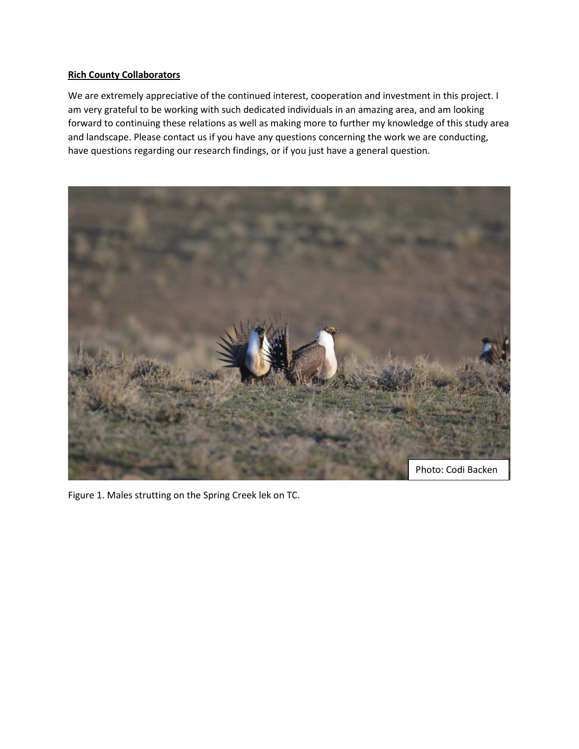**Rich County Collaborators**

We are extremely appreciative of the continued interest, cooperation and investment in this project. I am very grateful to be working with such dedicated individuals in an amazing area, and am looking forward to continuing these relations as well as making more to further my knowledge of this study area and landscape. Please contact us if you have any questions concerning the work we are conducting, have questions regarding our research findings, or if you just have a general question.

Photo: Codi Backen

Figure 1. Males strutting on the Spring Creek lek on TC.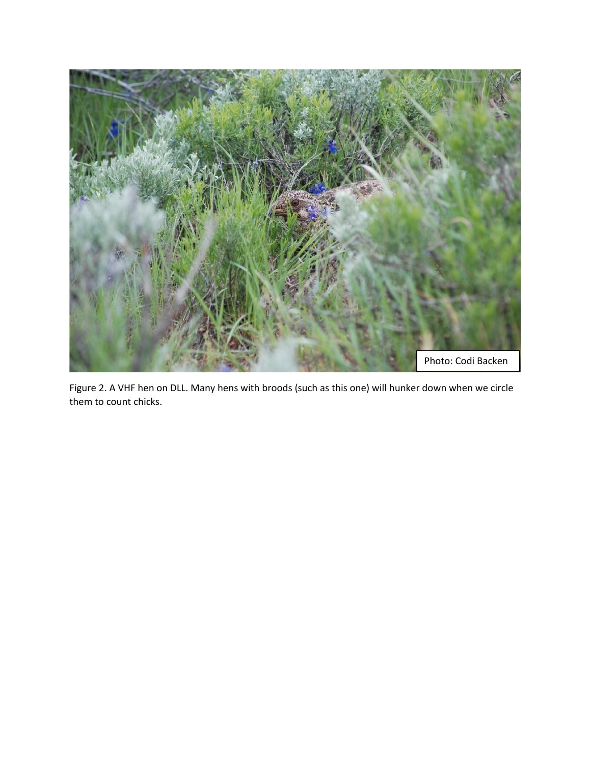Photo: Codi Backen

Figure 2. A VHF hen on DLL. Many hens with broods (such as this one) will hunker down when we circle them to count chicks.